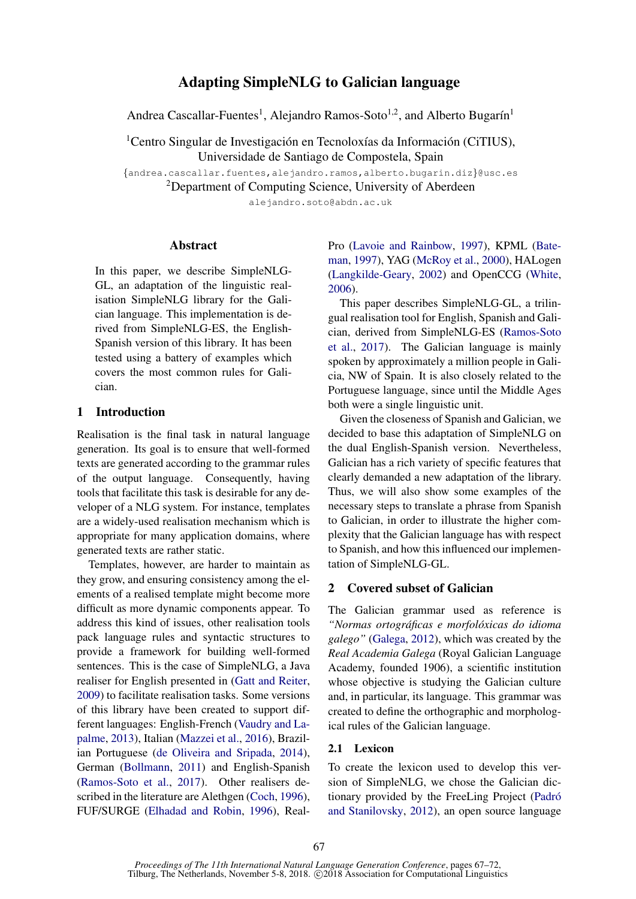# Adapting SimpleNLG to Galician language

Andrea Cascallar-Fuentes[1], Alejandro Ramos-Soto[1,2], and Alberto Bugarín[1]

[1]Centro Singular de Investigación en Tecnoloxías da Información (CiTIUS), Universidade de Santiago de Compostela, Spain

{andrea.cascallar.fuentes,alejandro.ramos,alberto.bugarin.diz}@usc.es

[2]Department of Computing Science, University of Aberdeen

alejandro.soto@abdn.ac.uk

## Abstract

In this paper, we describe SimpleNLG-GL, an adaptation of the linguistic realisation SimpleNLG library for the Galician language. This implementation is derived from SimpleNLG-ES, the English-Spanish version of this library. It has been tested using a battery of examples which covers the most common rules for Galician.

## 1 Introduction

Realisation is the final task in natural language generation. Its goal is to ensure that well-formed texts are generated according to the grammar rules of the output language. Consequently, having tools that facilitate this task is desirable for any developer of a NLG system. For instance, templates are a widely-used realisation mechanism which is appropriate for many application domains, where generated texts are rather static.

Templates, however, are harder to maintain as they grow, and ensuring consistency among the elements of a realised template might become more difficult as more dynamic components appear. To address this kind of issues, other realisation tools pack language rules and syntactic structures to provide a framework for building well-formed sentences. This is the case of SimpleNLG, a Java realiser for English presented in (Gatt and Reiter, 2009) to facilitate realisation tasks. Some versions of this library have been created to support different languages: English-French (Vaudry and Lapalme, 2013), Italian (Mazzei et al., 2016), Brazilian Portuguese (de Oliveira and Sripada, 2014), German (Bollmann, 2011) and English-Spanish (Ramos-Soto et al., 2017). Other realisers described in the literature are Alethgen (Coch, 1996), FUF/SURGE (Elhadad and Robin, 1996), RealPro (Lavoie and Rainbow, 1997), KPML (Bateman, 1997), YAG (McRoy et al., 2000), HALogen (Langkilde-Geary, 2002) and OpenCCG (White, 2006).

This paper describes SimpleNLG-GL, a trilingual realisation tool for English, Spanish and Galician, derived from SimpleNLG-ES (Ramos-Soto et al., 2017). The Galician language is mainly spoken by approximately a million people in Galicia, NW of Spain. It is also closely related to the Portuguese language, since until the Middle Ages both were a single linguistic unit.

Given the closeness of Spanish and Galician, we decided to base this adaptation of SimpleNLG on the dual English-Spanish version. Nevertheless, Galician has a rich variety of specific features that clearly demanded a new adaptation of the library. Thus, we will also show some examples of the necessary steps to translate a phrase from Spanish to Galician, in order to illustrate the higher complexity that the Galician language has with respect to Spanish, and how this influenced our implementation of SimpleNLG-GL.

## 2 Covered subset of Galician

The Galician grammar used as reference is *"Normas ortográficas e morfolóxicas do idioma galego"* (Galega, 2012), which was created by the *Real Academia Galega* (Royal Galician Language Academy, founded 1906), a scientific institution whose objective is studying the Galician culture and, in particular, its language. This grammar was created to define the orthographic and morphological rules of the Galician language.

### 2.1 Lexicon

To create the lexicon used to develop this version of SimpleNLG, we chose the Galician dictionary provided by the FreeLing Project (Padró and Stanilovsky, 2012), an open source language

*Proceedings of The 11th International Natural Language Generation Conference*, pages 67–72, Tilburg, The Netherlands, November 5-8, 2018. ©2018 Association for Computational Linguistics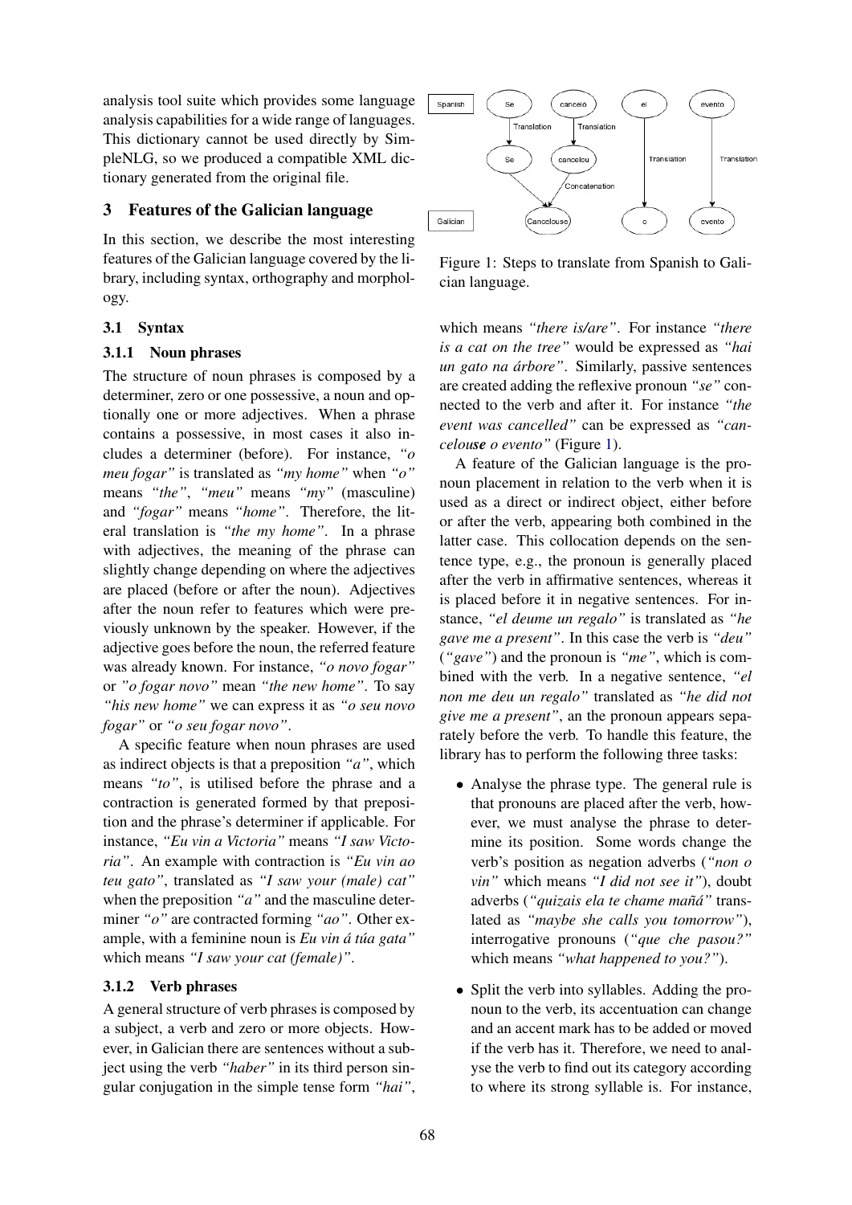analysis tool suite which provides some language analysis capabilities for a wide range of languages. This dictionary cannot be used directly by SimpleNLG, so we produced a compatible XML dictionary generated from the original file.

## 3 Features of the Galician language

In this section, we describe the most interesting features of the Galician language covered by the library, including syntax, orthography and morphology.

### 3.1 Syntax

#### 3.1.1 Noun phrases

The structure of noun phrases is composed by a determiner, zero or one possessive, a noun and optionally one or more adjectives. When a phrase contains a possessive, in most cases it also includes a determiner (before). For instance, *"o meu fogar"* is translated as *"my home"* when *"o"* means *"the"*, *"meu"* means *"my"* (masculine) and *"fogar"* means *"home"*. Therefore, the literal translation is *"the my home"*. In a phrase with adjectives, the meaning of the phrase can slightly change depending on where the adjectives are placed (before or after the noun). Adjectives after the noun refer to features which were previously unknown by the speaker. However, if the adjective goes before the noun, the referred feature was already known. For instance, *"o novo fogar"* or *"o fogar novo"* mean *"the new home"*. To say *"his new home"* we can express it as *"o seu novo fogar"* or *"o seu fogar novo"*.

A specific feature when noun phrases are used as indirect objects is that a preposition *"a"*, which means *"to"*, is utilised before the phrase and a contraction is generated formed by that preposition and the phrase's determiner if applicable. For instance, *"Eu vin a Victoria"* means *"I saw Victoria"*. An example with contraction is *"Eu vin ao teu gato"*, translated as *"I saw your (male) cat"* when the preposition *"a"* and the masculine determiner *"o"* are contracted forming *"ao"*. Other example, with a feminine noun is *Eu vin á túa gata"* which means *"I saw your cat (female)"*.

#### 3.1.2 Verb phrases

A general structure of verb phrases is composed by a subject, a verb and zero or more objects. However, in Galician there are sentences without a subject using the verb *"haber"* in its third person singular conjugation in the simple tense form *"hai"*, which means *"there is/are"*. For instance *"there is a cat on the tree"* would be expressed as *"hai un gato na árbore"*. Similarly, passive sentences are created adding the reflexive pronoun *"se"* connected to the verb and after it. For instance *"the event was cancelled"* can be expressed as *"cancelou**se** o evento"* (Figure 1).

Figure 1: Steps to translate from Spanish to Galician language.

A feature of the Galician language is the pronoun placement in relation to the verb when it is used as a direct or indirect object, either before or after the verb, appearing both combined in the latter case. This collocation depends on the sentence type, e.g., the pronoun is generally placed after the verb in affirmative sentences, whereas it is placed before it in negative sentences. For instance, *"el deume un regalo"* is translated as *"he gave me a present"*. In this case the verb is *"deu"* (*"gave"*) and the pronoun is *"me"*, which is combined with the verb. In a negative sentence, *"el non me deu un regalo"* translated as *"he did not give me a present"*, an the pronoun appears separately before the verb. To handle this feature, the library has to perform the following three tasks:

- Analyse the phrase type. The general rule is that pronouns are placed after the verb, however, we must analyse the phrase to determine its position. Some words change the verb's position as negation adverbs (*"non o vin"* which means *"I did not see it"*), doubt adverbs (*"quizais ela te chame mañá"* translated as *"maybe she calls you tomorrow"*), interrogative pronouns (*"que che pasou?"* which means *"what happened to you?"*).
- Split the verb into syllables. Adding the pronoun to the verb, its accentuation can change and an accent mark has to be added or moved if the verb has it. Therefore, we need to analyse the verb to find out its category according to where its strong syllable is. For instance,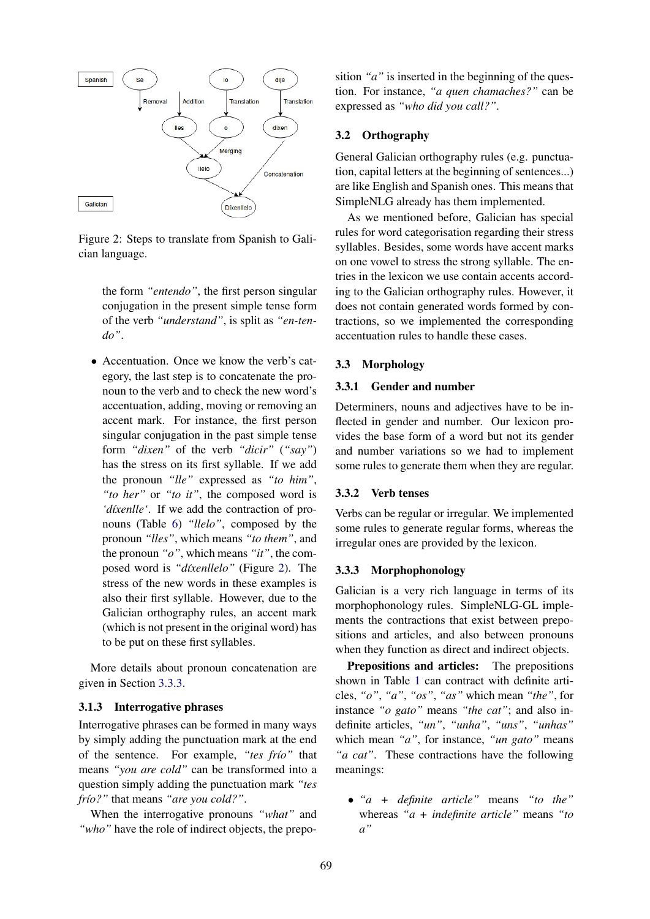Figure 2: Steps to translate from Spanish to Galician language.

the form *"entendo"*, the first person singular conjugation in the present simple tense form of the verb *"understand"*, is split as *"en-ten-do"*.

- Accentuation. Once we know the verb's category, the last step is to concatenate the pronoun to the verb and to check the new word's accentuation, adding, moving or removing an accent mark. For instance, the first person singular conjugation in the past simple tense form *"dixen"* of the verb *"dicir"* (*"say"*) has the stress on its first syllable. If we add the pronoun *"lle"* expressed as *"to him"*, *"to her"* or *"to it"*, the composed word is *'díxenlle'*. If we add the contraction of pronouns (Table 6) *"llelo"*, composed by the pronoun *"lles"*, which means *"to them"*, and the pronoun *"o"*, which means *"it"*, the composed word is *"díxenllelo"* (Figure 2). The stress of the new words in these examples is also their first syllable. However, due to the Galician orthography rules, an accent mark (which is not present in the original word) has to be put on these first syllables.

More details about pronoun concatenation are given in Section 3.3.3.

### 3.1.3 Interrogative phrases

Interrogative phrases can be formed in many ways by simply adding the punctuation mark at the end of the sentence. For example, *"tes frío"* that means *"you are cold"* can be transformed into a question simply adding the punctuation mark *"tes frío?"* that means *"are you cold?"*.

When the interrogative pronouns *"what"* and *"who"* have the role of indirect objects, the preposition *"a"* is inserted in the beginning of the question. For instance, *"a quen chamaches?"* can be expressed as *"who did you call?"*.

## 3.2 Orthography

General Galician orthography rules (e.g. punctuation, capital letters at the beginning of sentences...) are like English and Spanish ones. This means that SimpleNLG already has them implemented.

As we mentioned before, Galician has special rules for word categorisation regarding their stress syllables. Besides, some words have accent marks on one vowel to stress the strong syllable. The entries in the lexicon we use contain accents according to the Galician orthography rules. However, it does not contain generated words formed by contractions, so we implemented the corresponding accentuation rules to handle these cases.

## 3.3 Morphology

### 3.3.1 Gender and number

Determiners, nouns and adjectives have to be inflected in gender and number. Our lexicon provides the base form of a word but not its gender and number variations so we had to implement some rules to generate them when they are regular.

### 3.3.2 Verb tenses

Verbs can be regular or irregular. We implemented some rules to generate regular forms, whereas the irregular ones are provided by the lexicon.

### 3.3.3 Morphophonology

Galician is a very rich language in terms of its morphophonology rules. SimpleNLG-GL implements the contractions that exist between prepositions and articles, and also between pronouns when they function as direct and indirect objects.

**Prepositions and articles:** The prepositions shown in Table 1 can contract with definite articles, *"o"*, *"a"*, *"os"*, *"as"* which mean *"the"*, for instance *"o gato"* means *"the cat"*; and also indefinite articles, *"un"*, *"unha"*, *"uns"*, *"unhas"* which mean *"a"*, for instance, *"un gato"* means *"a cat"*. These contractions have the following meanings:

- *"a + definite article"* means *"to the"* whereas *"a + indefinite article"* means *"to a"*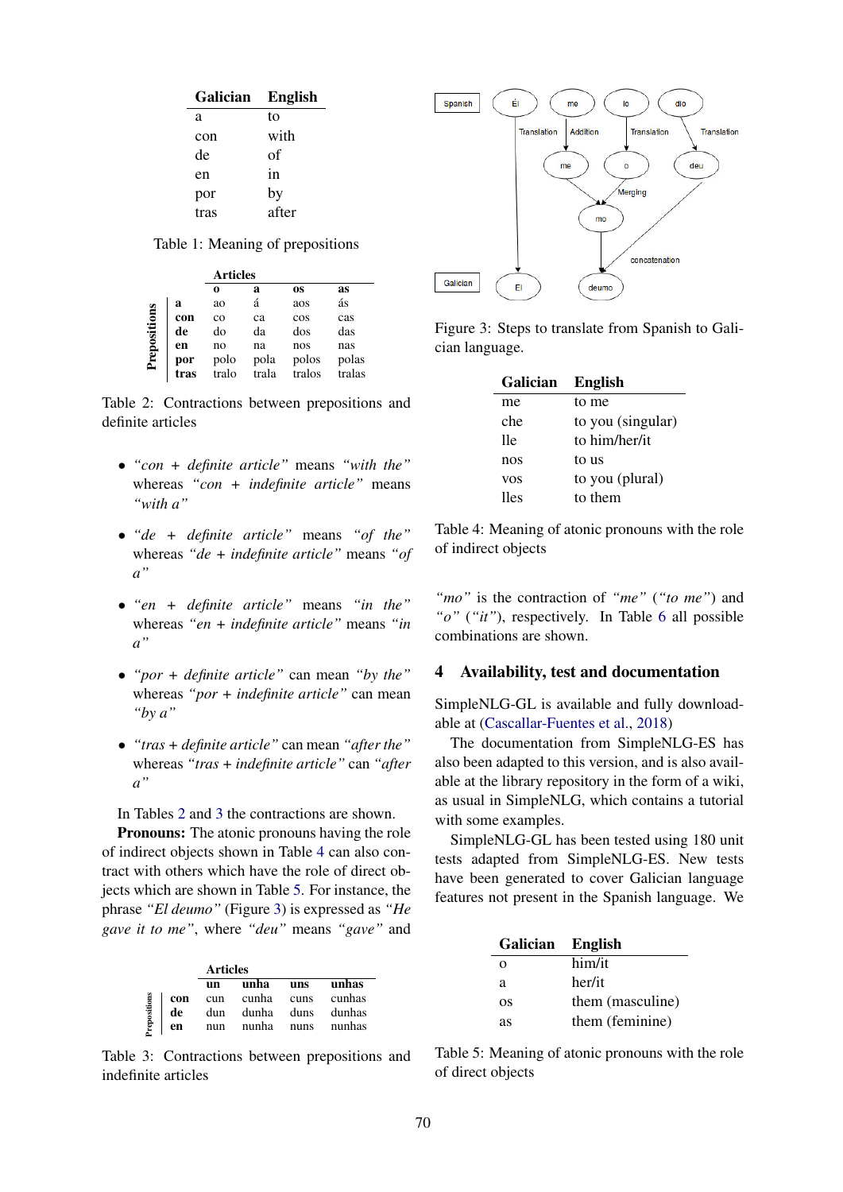| Galician | English |
|---|---|
| a | to |
| con | with |
| de | of |
| en | in |
| por | by |
| tras | after |

Table 1: Meaning of prepositions

| Prepositions | Articles | | | |
|---|---|---|---|---|
| | **o** | **a** | **os** | **as** |
| **a** | ao | á | aos | ás |
| **con** | co | ca | cos | cas |
| **de** | do | da | dos | das |
| **en** | no | na | nos | nas |
| **por** | polo | pola | polos | polas |
| **tras** | tralo | trala | tralos | tralas |

Table 2: Contractions between prepositions and definite articles

- *"con + definite article"* means *"with the"* whereas *"con + indefinite article"* means *"with a"*
- *"de + definite article"* means *"of the"* whereas *"de + indefinite article"* means *"of a"*
- *"en + definite article"* means *"in the"* whereas *"en + indefinite article"* means *"in a"*
- *"por + definite article"* can mean *"by the"* whereas *"por + indefinite article"* can mean *"by a"*
- *"tras + definite article"* can mean *"after the"* whereas *"tras + indefinite article"* can *"after a"*

In Tables 2 and 3 the contractions are shown.

**Pronouns:** The atonic pronouns having the role of indirect objects shown in Table 4 can also contract with others which have the role of direct objects which are shown in Table 5. For instance, the phrase *"El deumo"* (Figure 3) is expressed as *"He gave it to me"*, where *"deu"* means *"gave"* and

| Prepositions | Articles | | | |
|---|---|---|---|---|
| | **un** | **unha** | **uns** | **unhas** |
| **con** | cun | cunha | cuns | cunhas |
| **de** | dun | dunha | duns | dunhas |
| **en** | nun | nunha | nuns | nunhas |

Table 3: Contractions between prepositions and indefinite articles

Figure 3: Steps to translate from Spanish to Galician language.

| Galician | English |
|---|---|
| me | to me |
| che | to you (singular) |
| lle | to him/her/it |
| nos | to us |
| vos | to you (plural) |
| lles | to them |

Table 4: Meaning of atonic pronouns with the role of indirect objects

*"mo"* is the contraction of *"me"* (*"to me"*) and *"o"* (*"it"*), respectively. In Table 6 all possible combinations are shown.

## 4 Availability, test and documentation

SimpleNLG-GL is available and fully downloadable at (Cascallar-Fuentes et al., 2018)

The documentation from SimpleNLG-ES has also been adapted to this version, and is also available at the library repository in the form of a wiki, as usual in SimpleNLG, which contains a tutorial with some examples.

SimpleNLG-GL has been tested using 180 unit tests adapted from SimpleNLG-ES. New tests have been generated to cover Galician language features not present in the Spanish language. We

| Galician | English |
|---|---|
| o | him/it |
| a | her/it |
| os | them (masculine) |
| as | them (feminine) |

Table 5: Meaning of atonic pronouns with the role of direct objects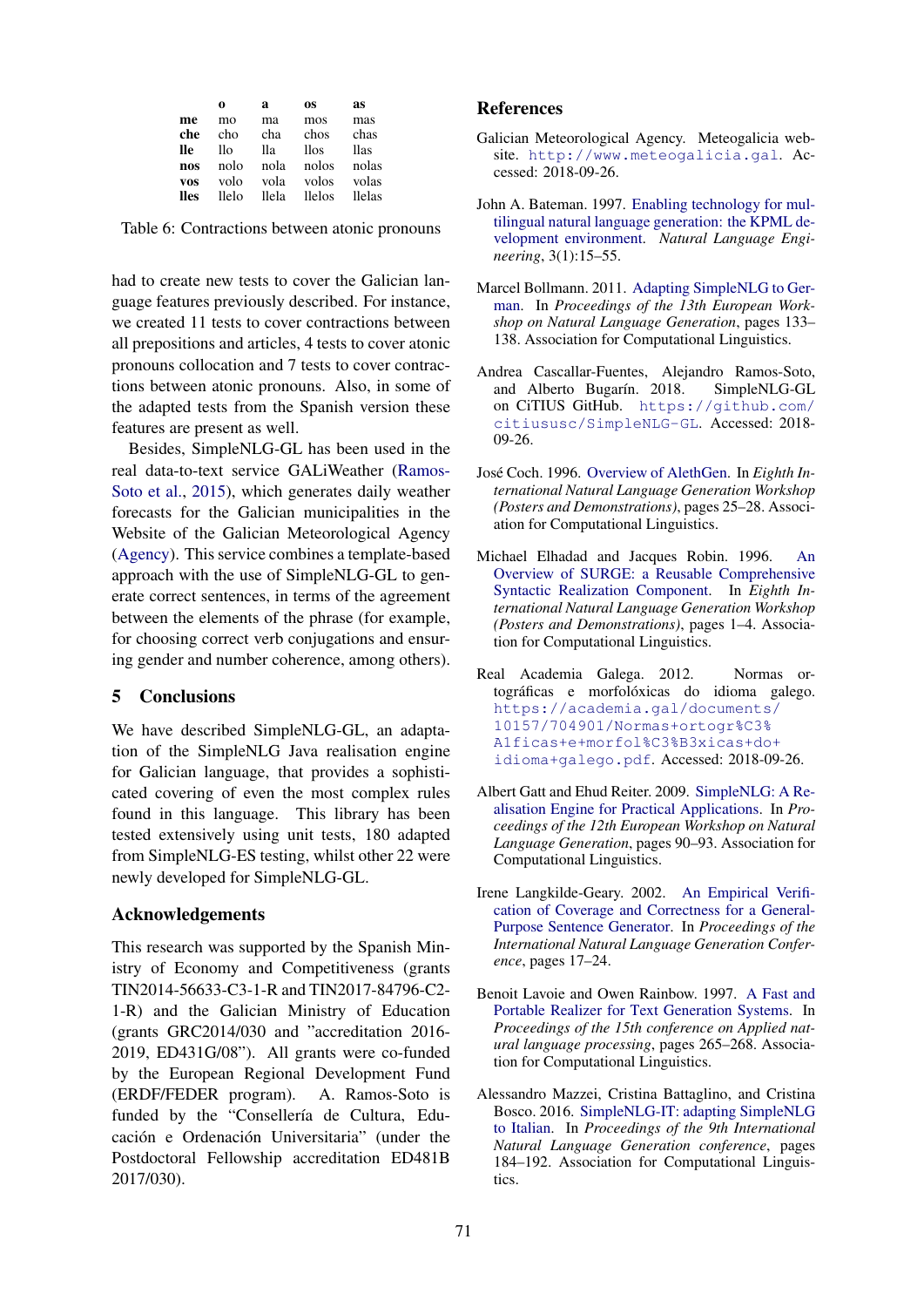|  | **o** | **a** | **os** | **as** |
|---|---|---|---|---|
| **me** | mo | ma | mos | mas |
| **che** | cho | cha | chos | chas |
| **lle** | llo | lla | llos | llas |
| **nos** | nolo | nola | nolos | nolas |
| **vos** | volo | vola | volos | volas |
| **lles** | llelo | llela | llelos | llelas |

Table 6: Contractions between atonic pronouns

had to create new tests to cover the Galician language features previously described. For instance, we created 11 tests to cover contractions between all prepositions and articles, 4 tests to cover atonic pronouns collocation and 7 tests to cover contractions between atonic pronouns. Also, in some of the adapted tests from the Spanish version these features are present as well.

Besides, SimpleNLG-GL has been used in the real data-to-text service GALiWeather (Ramos-Soto et al., 2015), which generates daily weather forecasts for the Galician municipalities in the Website of the Galician Meteorological Agency (Agency). This service combines a template-based approach with the use of SimpleNLG-GL to generate correct sentences, in terms of the agreement between the elements of the phrase (for example, for choosing correct verb conjugations and ensuring gender and number coherence, among others).

## 5 Conclusions

We have described SimpleNLG-GL, an adaptation of the SimpleNLG Java realisation engine for Galician language, that provides a sophisticated covering of even the most complex rules found in this language. This library has been tested extensively using unit tests, 180 adapted from SimpleNLG-ES testing, whilst other 22 were newly developed for SimpleNLG-GL.

## Acknowledgements

This research was supported by the Spanish Ministry of Economy and Competitiveness (grants TIN2014-56633-C3-1-R and TIN2017-84796-C2-1-R) and the Galician Ministry of Education (grants GRC2014/030 and "accreditation 2016-2019, ED431G/08"). All grants were co-funded by the European Regional Development Fund (ERDF/FEDER program). A. Ramos-Soto is funded by the "Consellería de Cultura, Educación e Ordenación Universitaria" (under the Postdoctoral Fellowship accreditation ED481B 2017/030).

## References

Galician Meteorological Agency. Meteogalicia website. http://www.meteogalicia.gal. Accessed: 2018-09-26.

John A. Bateman. 1997. Enabling technology for multilingual natural language generation: the KPML development environment. *Natural Language Engineering*, 3(1):15–55.

Marcel Bollmann. 2011. Adapting SimpleNLG to German. In *Proceedings of the 13th European Workshop on Natural Language Generation*, pages 133–138. Association for Computational Linguistics.

Andrea Cascallar-Fuentes, Alejandro Ramos-Soto, and Alberto Bugarín. 2018. SimpleNLG-GL on CiTIUS GitHub. https://github.com/citiususc/SimpleNLG-GL. Accessed: 2018-09-26.

José Coch. 1996. Overview of AlethGen. In *Eighth International Natural Language Generation Workshop (Posters and Demonstrations)*, pages 25–28. Association for Computational Linguistics.

Michael Elhadad and Jacques Robin. 1996. An Overview of SURGE: a Reusable Comprehensive Syntactic Realization Component. In *Eighth International Natural Language Generation Workshop (Posters and Demonstrations)*, pages 1–4. Association for Computational Linguistics.

Real Academia Galega. 2012. Normas ortográficas e morfolóxicas do idioma galego. https://academia.gal/documents/10157/704901/Normas+ortogr%C3%A1ficas+e+morfol%C3%B3xicas+do+idioma+galego.pdf. Accessed: 2018-09-26.

Albert Gatt and Ehud Reiter. 2009. SimpleNLG: A Realisation Engine for Practical Applications. In *Proceedings of the 12th European Workshop on Natural Language Generation*, pages 90–93. Association for Computational Linguistics.

Irene Langkilde-Geary. 2002. An Empirical Verification of Coverage and Correctness for a General-Purpose Sentence Generator. In *Proceedings of the International Natural Language Generation Conference*, pages 17–24.

Benoit Lavoie and Owen Rainbow. 1997. A Fast and Portable Realizer for Text Generation Systems. In *Proceedings of the 15th conference on Applied natural language processing*, pages 265–268. Association for Computational Linguistics.

Alessandro Mazzei, Cristina Battaglino, and Cristina Bosco. 2016. SimpleNLG-IT: adapting SimpleNLG to Italian. In *Proceedings of the 9th International Natural Language Generation conference*, pages 184–192. Association for Computational Linguistics.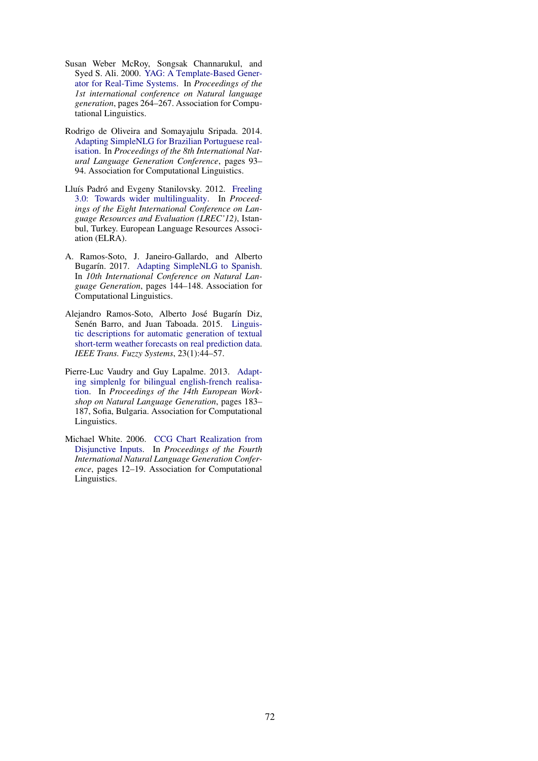Susan Weber McRoy, Songsak Channarukul, and Syed S. Ali. 2000. YAG: A Template-Based Generator for Real-Time Systems. In *Proceedings of the 1st international conference on Natural language generation*, pages 264–267. Association for Computational Linguistics.

Rodrigo de Oliveira and Somayajulu Sripada. 2014. Adapting SimpleNLG for Brazilian Portuguese realisation. In *Proceedings of the 8th International Natural Language Generation Conference*, pages 93–94. Association for Computational Linguistics.

Lluís Padró and Evgeny Stanilovsky. 2012. Freeling 3.0: Towards wider multilinguality. In *Proceedings of the Eight International Conference on Language Resources and Evaluation (LREC'12)*, Istanbul, Turkey. European Language Resources Association (ELRA).

A. Ramos-Soto, J. Janeiro-Gallardo, and Alberto Bugarín. 2017. Adapting SimpleNLG to Spanish. In *10th International Conference on Natural Language Generation*, pages 144–148. Association for Computational Linguistics.

Alejandro Ramos-Soto, Alberto José Bugarín Diz, Senén Barro, and Juan Taboada. 2015. Linguistic descriptions for automatic generation of textual short-term weather forecasts on real prediction data. *IEEE Trans. Fuzzy Systems*, 23(1):44–57.

Pierre-Luc Vaudry and Guy Lapalme. 2013. Adapting simplenlg for bilingual english-french realisation. In *Proceedings of the 14th European Workshop on Natural Language Generation*, pages 183–187, Sofia, Bulgaria. Association for Computational Linguistics.

Michael White. 2006. CCG Chart Realization from Disjunctive Inputs. In *Proceedings of the Fourth International Natural Language Generation Conference*, pages 12–19. Association for Computational Linguistics.